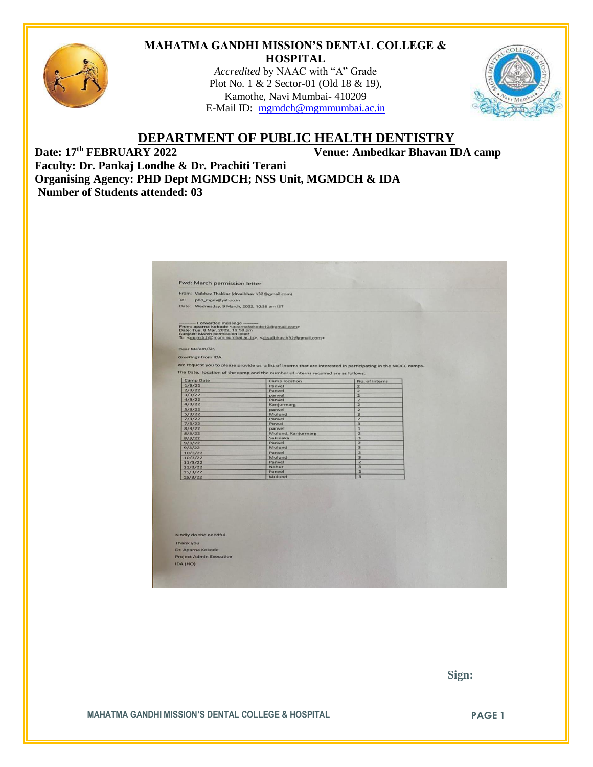**MAHATMA GANDHI MISSION'S DENTAL COLLEGE & HOSPITAL**

*Accredited* by NAAC with "A" Grade
Plot No. 1 & 2 Sector-01 (Old 18 & 19),
Kamothe, Navi Mumbai- 410209
E-Mail ID: mgmdch@mgmmumbai.ac.in

# DEPARTMENT OF PUBLIC HEALTH DENTISTRY

**Date: 17th FEBRUARY 2022** **Venue: Ambedkar Bhavan IDA camp**

**Faculty: Dr. Pankaj Londhe & Dr. Prachiti Terani**

**Organising Agency: PHD Dept MGMDCH; NSS Unit, MGMDCH & IDA**

**Number of Students attended: 03**

Fwd: March permission letter

From: Vaibhav Thakkar (drvaibhav.h32@gmail.com)
To: phd_mgm@yahoo.in
Date: Wednesday, 9 March, 2022, 10:36 am IST

---------- Forwarded message ---------
From: aparna kokode <aparnakokode10@gmail.com>
Date: Tue, 8 Mar, 2022, 12:58 pm
Subject: March permission letter
To: <mgmdch@mgmmumbai.ac.in>, <drvaibhav.h32@gmail.com>

Dear Ma'am/Sir,

*Greetings* from IDA

We request you to please provide us a list of interns that are interested in participating in the MOCC camps.

The Date, location of the camp and the number of interns required are as follows:

| Camp Date | Camp location | No. of interns |
|---|---|---|
| 1/3/22 | Panvel | 2 |
| 2/3/22 | Panvel | 2 |
| 3/3/22 | panvel | 2 |
| 4/3/22 | Panvel | 2 |
| 4/3/22 | Kanjurmarg | 2 |
| 5/3/22 | panvel | 2 |
| 5/3/22 | Mulund | 3 |
| 7/3/22 | Panvel | 2 |
| 7/3/22 | Powai | 3 |
| 8/3/22 | panvel | 1 |
| 8/3/22 | Mulund, Kanjurmarg | 2 |
| 8/3/22 | Sakinaka | 3 |
| 9/3/22 | Panvel | 2 |
| 9/3/22 | Mulund | 3 |
| 10/3/22 | Panvel | 2 |
| 10/3/22 | Mulund | 3 |
| 11/3/22 | Panvel | 2 |
| 11/3/22 | Nahur | 3 |
| 15/3/22 | Panvel | 2 |
| 15/3/22 | Mulund | 3 |

Kindly do the needful
Thank you
Dr. Aparna Kokode
Project Admin Executive
IDA (HO)

**Sign:**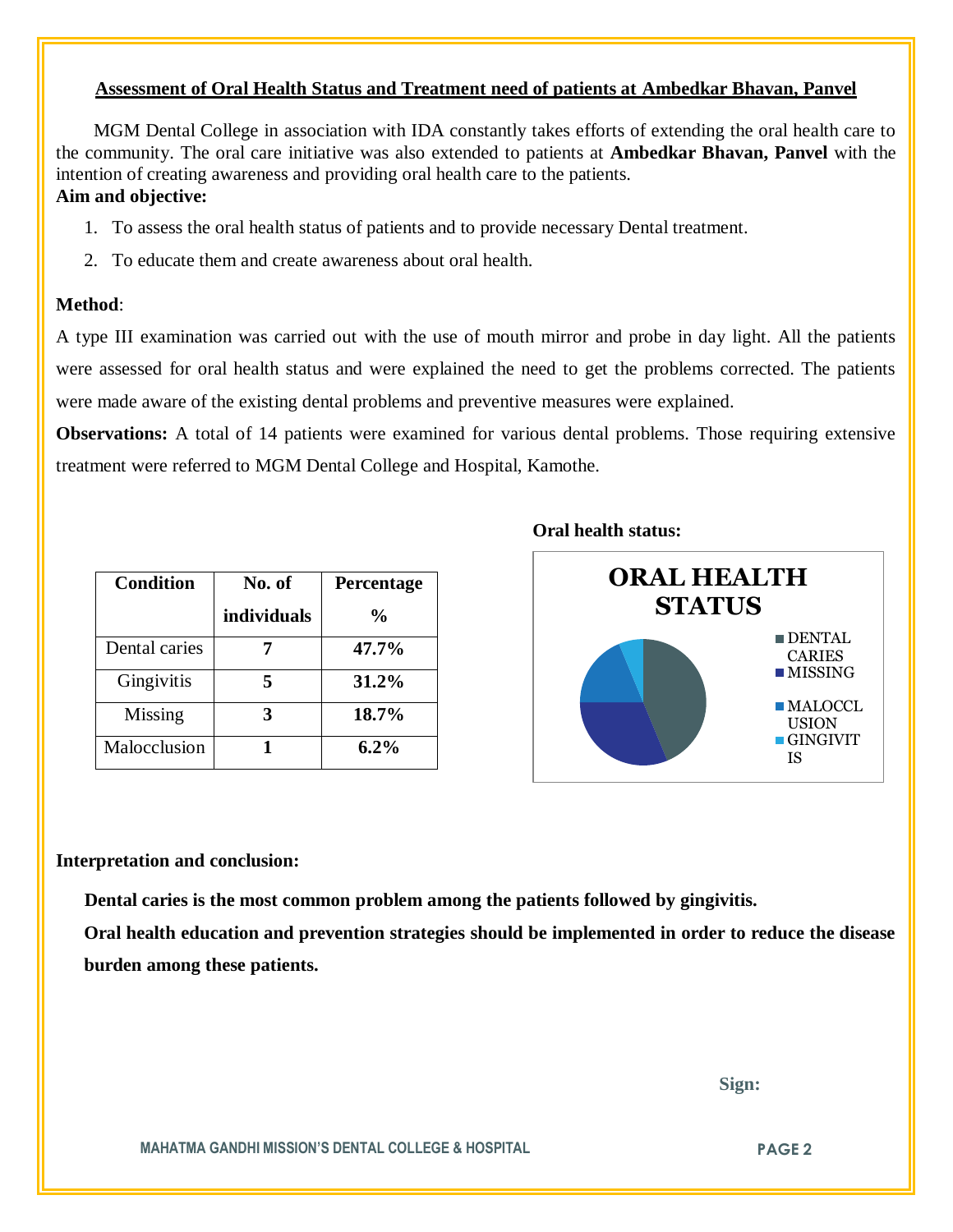## Assessment of Oral Health Status and Treatment need of patients at Ambedkar Bhavan, Panvel

MGM Dental College in association with IDA constantly takes efforts of extending the oral health care to the community. The oral care initiative was also extended to patients at **Ambedkar Bhavan, Panvel** with the intention of creating awareness and providing oral health care to the patients.

**Aim and objective:**

1. To assess the oral health status of patients and to provide necessary Dental treatment.
2. To educate them and create awareness about oral health.

**Method**:

A type III examination was carried out with the use of mouth mirror and probe in day light. All the patients were assessed for oral health status and were explained the need to get the problems corrected. The patients were made aware of the existing dental problems and preventive measures were explained.

**Observations:** A total of 14 patients were examined for various dental problems. Those requiring extensive treatment were referred to MGM Dental College and Hospital, Kamothe.

| Condition | No. of individuals | Percentage % |
|---|---|---|
| Dental caries | **7** | **47.7%** |
| Gingivitis | **5** | **31.2%** |
| Missing | **3** | **18.7%** |
| Malocclusion | **1** | **6.2%** |

**Oral health status:**

**ORAL HEALTH STATUS**

- DENTAL CARIES
- MISSING
- MALOCCLUSION
- GINGIVITIS

**Interpretation and conclusion:**

**Dental caries is the most common problem among the patients followed by gingivitis.**

**Oral health education and prevention strategies should be implemented in order to reduce the disease burden among these patients.**

**Sign:**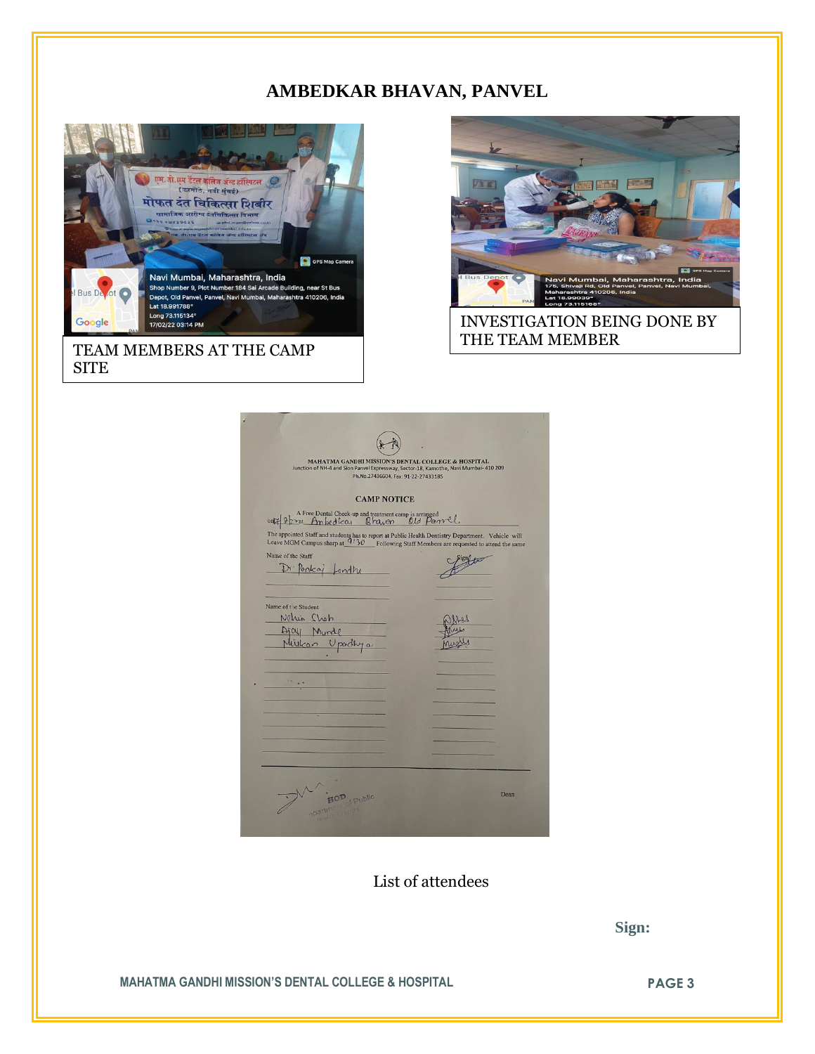## AMBEDKAR BHAVAN, PANVEL

TEAM MEMBERS AT THE CAMP SITE

INVESTIGATION BEING DONE BY THE TEAM MEMBER

List of attendees

**Sign:**